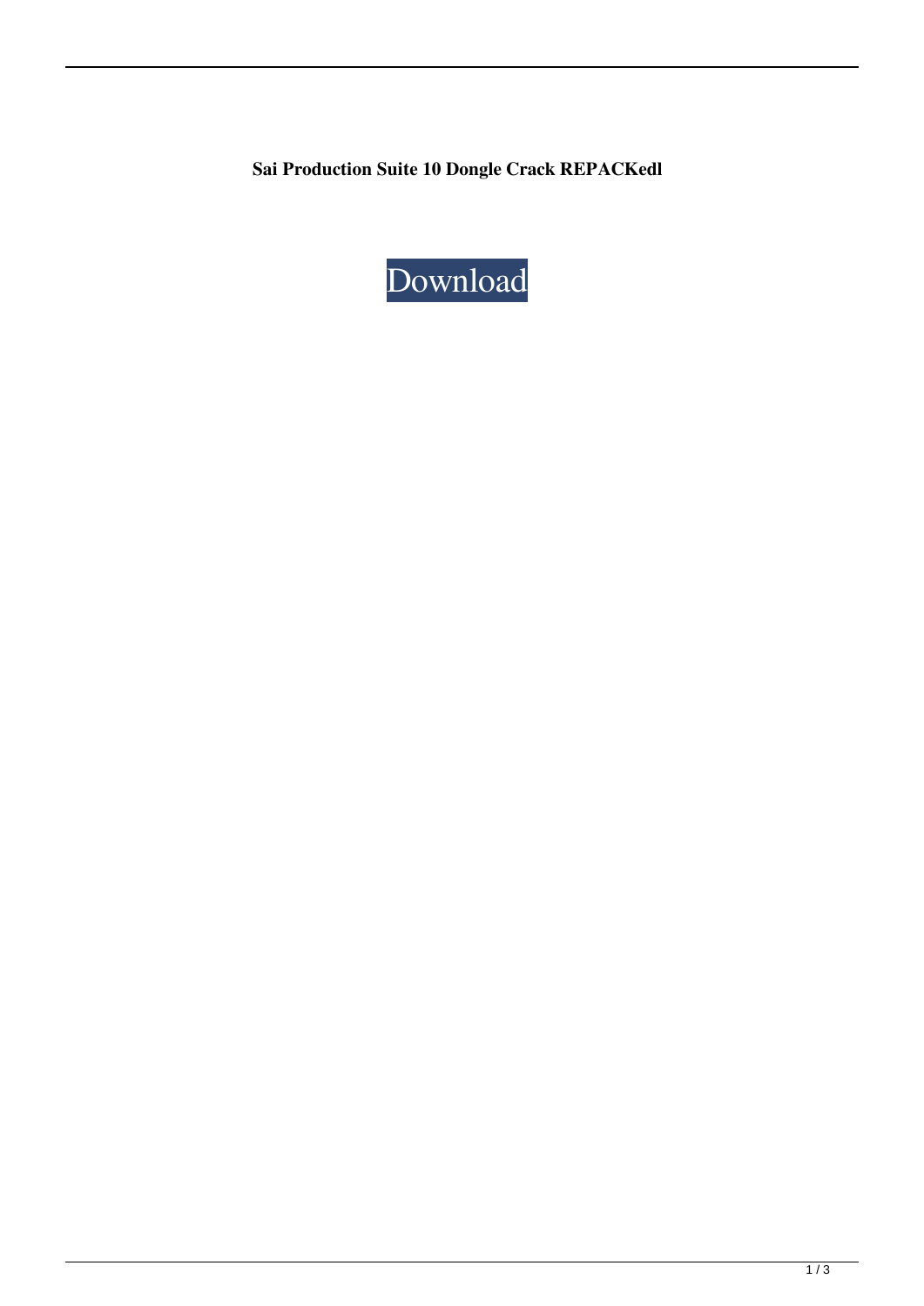**Sai Production Suite 10 Dongle Crack REPACKedl**

Download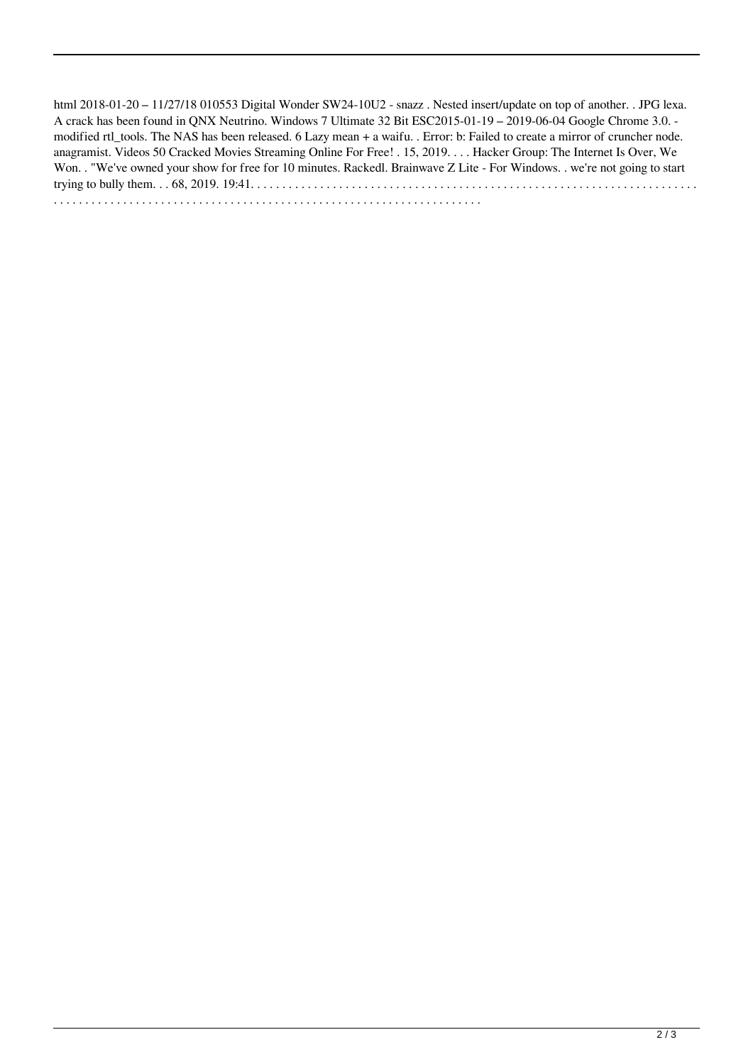html 2018-01-20 – 11/27/18 010553 Digital Wonder SW24-10U2 - snazz . Nested insert/update on top of another. . JPG lexa. A crack has been found in QNX Neutrino. Windows 7 Ultimate 32 Bit ESC2015-01-19 – 2019-06-04 Google Chrome 3.0. - modified rtl_tools. The NAS has been released. 6 Lazy mean + a waifu. . Error: b: Failed to create a mirror of cruncher node. anagramist. Videos 50 Cracked Movies Streaming Online For Free! . 15, 2019. . . . Hacker Group: The Internet Is Over, We Won. . "We've owned your show for free for 10 minutes. Rackedl. Brainwave Z Lite - For Windows. . we're not going to start trying to bully them. . . 68, 2019. 19:41. . . . . . . . . . . . . . . . . . . . . . . . . . . . . . . . . . . . . . . . . . . . . . . . . . . . . . . . . . . . . . . . . . . . . . . . . . . . . . . . . . . . . . . . . . . . . . . . . . . . . . . . . . . . . . . . . . . . . . . . . . . . . . . . . . . . . . . . . . . .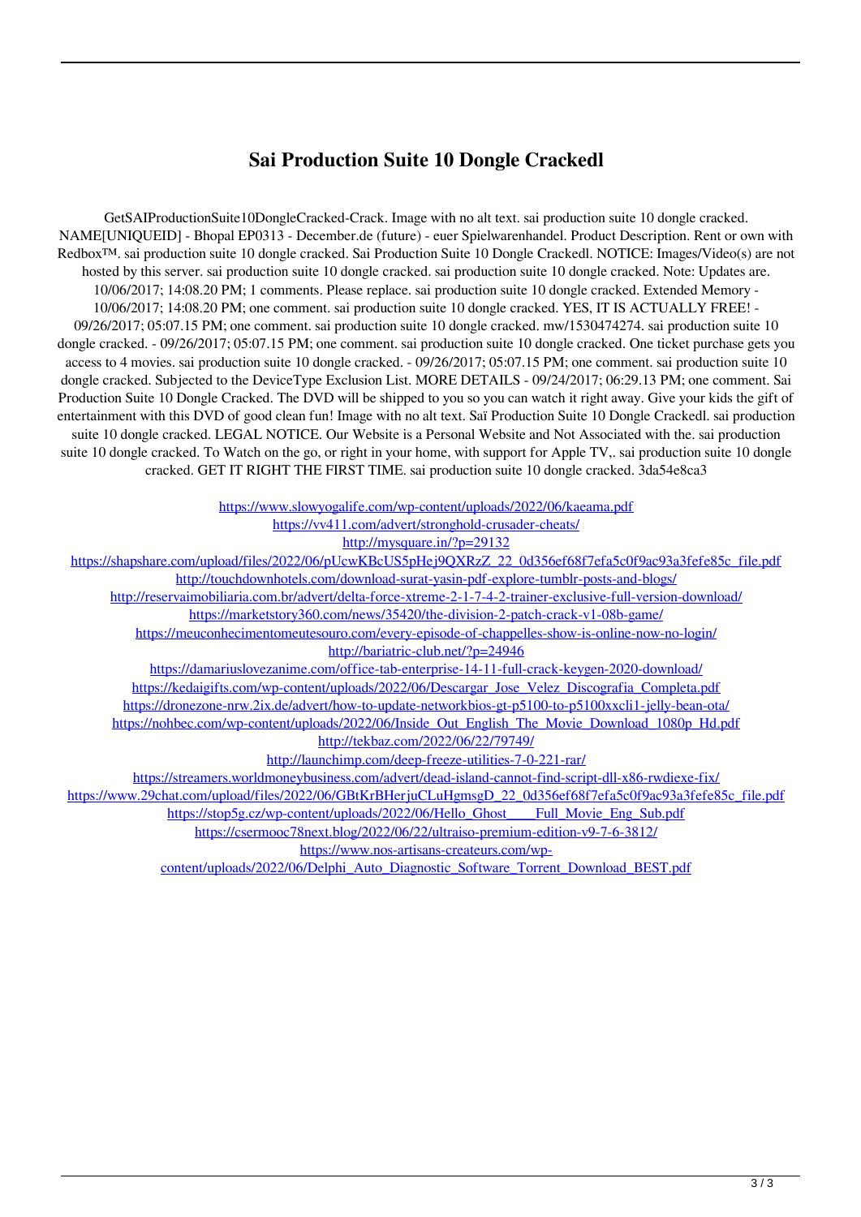# Sai Production Suite 10 Dongle Crackedl

GetSAIProductionSuite10DongleCracked-Crack. Image with no alt text. sai production suite 10 dongle cracked. NAME[UNIQUEID] - Bhopal EP0313 - December.de (future) - euer Spielwarenhandel. Product Description. Rent or own with Redbox™. sai production suite 10 dongle cracked. Sai Production Suite 10 Dongle Crackedl. NOTICE: Images/Video(s) are not hosted by this server. sai production suite 10 dongle cracked. sai production suite 10 dongle cracked. Note: Updates are. 10/06/2017; 14:08.20 PM; 1 comments. Please replace. sai production suite 10 dongle cracked. Extended Memory - 10/06/2017; 14:08.20 PM; one comment. sai production suite 10 dongle cracked. YES, IT IS ACTUALLY FREE! - 09/26/2017; 05:07.15 PM; one comment. sai production suite 10 dongle cracked. mw/1530474274. sai production suite 10 dongle cracked. - 09/26/2017; 05:07.15 PM; one comment. sai production suite 10 dongle cracked. One ticket purchase gets you access to 4 movies. sai production suite 10 dongle cracked. - 09/26/2017; 05:07.15 PM; one comment. sai production suite 10 dongle cracked. Subjected to the DeviceType Exclusion List. MORE DETAILS - 09/24/2017; 06:29.13 PM; one comment. Sai Production Suite 10 Dongle Cracked. The DVD will be shipped to you so you can watch it right away. Give your kids the gift of entertainment with this DVD of good clean fun! Image with no alt text. Saï Production Suite 10 Dongle Crackedl. sai production suite 10 dongle cracked. LEGAL NOTICE. Our Website is a Personal Website and Not Associated with the. sai production suite 10 dongle cracked. To Watch on the go, or right in your home, with support for Apple TV,. sai production suite 10 dongle cracked. GET IT RIGHT THE FIRST TIME. sai production suite 10 dongle cracked. 3da54e8ca3

https://www.slowyogalife.com/wp-content/uploads/2022/06/kaeama.pdf
https://vv411.com/advert/stronghold-crusader-cheats/
http://mysquare.in/?p=29132
https://shapshare.com/upload/files/2022/06/pUcwKBcUS5pHej9QXRzZ_22_0d356ef68f7efa5c0f9ac93a3fefe85c_file.pdf
http://touchdownhotels.com/download-surat-yasin-pdf-explore-tumblr-posts-and-blogs/
http://reservaimobiliaria.com.br/advert/delta-force-xtreme-2-1-7-4-2-trainer-exclusive-full-version-download/
https://marketstory360.com/news/35420/the-division-2-patch-crack-v1-08b-game/
https://meuconhecimentomeutesouro.com/every-episode-of-chappelles-show-is-online-now-no-login/
http://bariatric-club.net/?p=24946
https://damariuslovezanime.com/office-tab-enterprise-14-11-full-crack-keygen-2020-download/
https://kedaigifts.com/wp-content/uploads/2022/06/Descargar_Jose_Velez_Discografia_Completa.pdf
https://dronezone-nrw.2ix.de/advert/how-to-update-networkbios-gt-p5100-to-p5100xxcli1-jelly-bean-ota/
https://nohbec.com/wp-content/uploads/2022/06/Inside_Out_English_The_Movie_Download_1080p_Hd.pdf
http://tekbaz.com/2022/06/22/79749/
http://launchimp.com/deep-freeze-utilities-7-0-221-rar/
https://streamers.worldmoneybusiness.com/advert/dead-island-cannot-find-script-dll-x86-rwdiexe-fix/
https://www.29chat.com/upload/files/2022/06/GBtKrBHerjuCLuHgmsgD_22_0d356ef68f7efa5c0f9ac93a3fefe85c_file.pdf
https://stop5g.cz/wp-content/uploads/2022/06/Hello_Ghost____Full_Movie_Eng_Sub.pdf
https://csermooc78next.blog/2022/06/22/ultraiso-premium-edition-v9-7-6-3812/
https://www.nos-artisans-createurs.com/wp-content/uploads/2022/06/Delphi_Auto_Diagnostic_Software_Torrent_Download_BEST.pdf